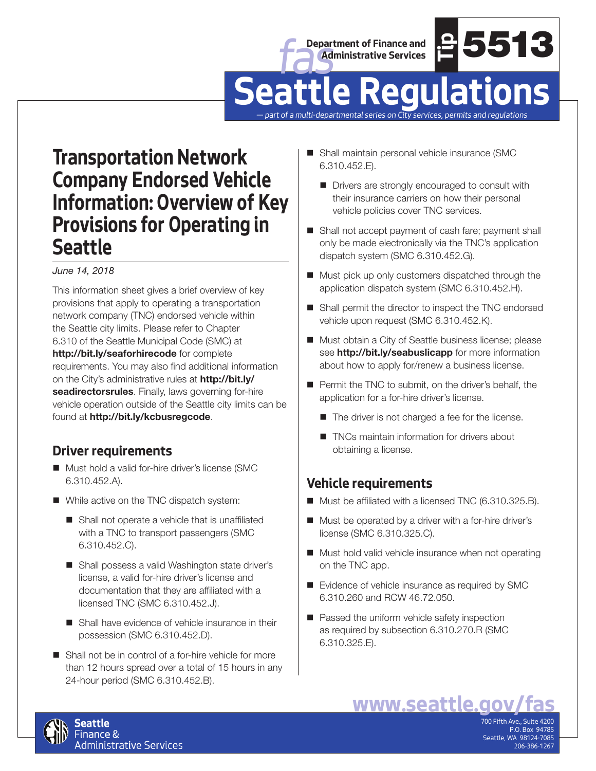Department of Finance and Administrative Services

Tip 5513

# Seattle Regulations

*— part of a multi-departmental series on City services, permits and regulations*

## Transportation Network Company Endorsed Vehicle Information: Overview of Key Provisions for Operating in Seattle

*June 14, 2018*

This information sheet gives a brief overview of key provisions that apply to operating a transportation network company (TNC) endorsed vehicle within the Seattle city limits. Please refer to Chapter 6.310 of the Seattle Municipal Code (SMC) at **http://bit.ly/seaforhirecode** for complete requirements. You may also find additional information on the City's administrative rules at **http://bit.ly/seadirectorsrules**. Finally, laws governing for-hire vehicle operation outside of the Seattle city limits can be found at **http://bit.ly/kcbusregcode**.

### Driver requirements

- Must hold a valid for-hire driver's license (SMC 6.310.452.A).
- While active on the TNC dispatch system:
  - Shall not operate a vehicle that is unaffiliated with a TNC to transport passengers (SMC 6.310.452.C).
  - Shall possess a valid Washington state driver's license, a valid for-hire driver's license and documentation that they are affiliated with a licensed TNC (SMC 6.310.452.J).
  - Shall have evidence of vehicle insurance in their possession (SMC 6.310.452.D).
- Shall not be in control of a for-hire vehicle for more than 12 hours spread over a total of 15 hours in any 24-hour period (SMC 6.310.452.B).
- Shall maintain personal vehicle insurance (SMC 6.310.452.E).
  - Drivers are strongly encouraged to consult with their insurance carriers on how their personal vehicle policies cover TNC services.
- Shall not accept payment of cash fare; payment shall only be made electronically via the TNC's application dispatch system (SMC 6.310.452.G).
- Must pick up only customers dispatched through the application dispatch system (SMC 6.310.452.H).
- Shall permit the director to inspect the TNC endorsed vehicle upon request (SMC 6.310.452.K).
- Must obtain a City of Seattle business license; please see **http://bit.ly/seabuslicapp** for more information about how to apply for/renew a business license.
- Permit the TNC to submit, on the driver's behalf, the application for a for-hire driver's license.
  - The driver is not charged a fee for the license.
  - TNCs maintain information for drivers about obtaining a license.

### Vehicle requirements

- Must be affiliated with a licensed TNC (6.310.325.B).
- Must be operated by a driver with a for-hire driver's license (SMC 6.310.325.C).
- Must hold valid vehicle insurance when not operating on the TNC app.
- Evidence of vehicle insurance as required by SMC 6.310.260 and RCW 46.72.050.
- Passed the uniform vehicle safety inspection as required by subsection 6.310.270.R (SMC 6.310.325.E).

**www.seattle.gov/fas**

Seattle Finance & Administrative Services

700 Fifth Ave., Suite 4200
P.O. Box 94785
Seattle, WA 98124-7085
206-386-1267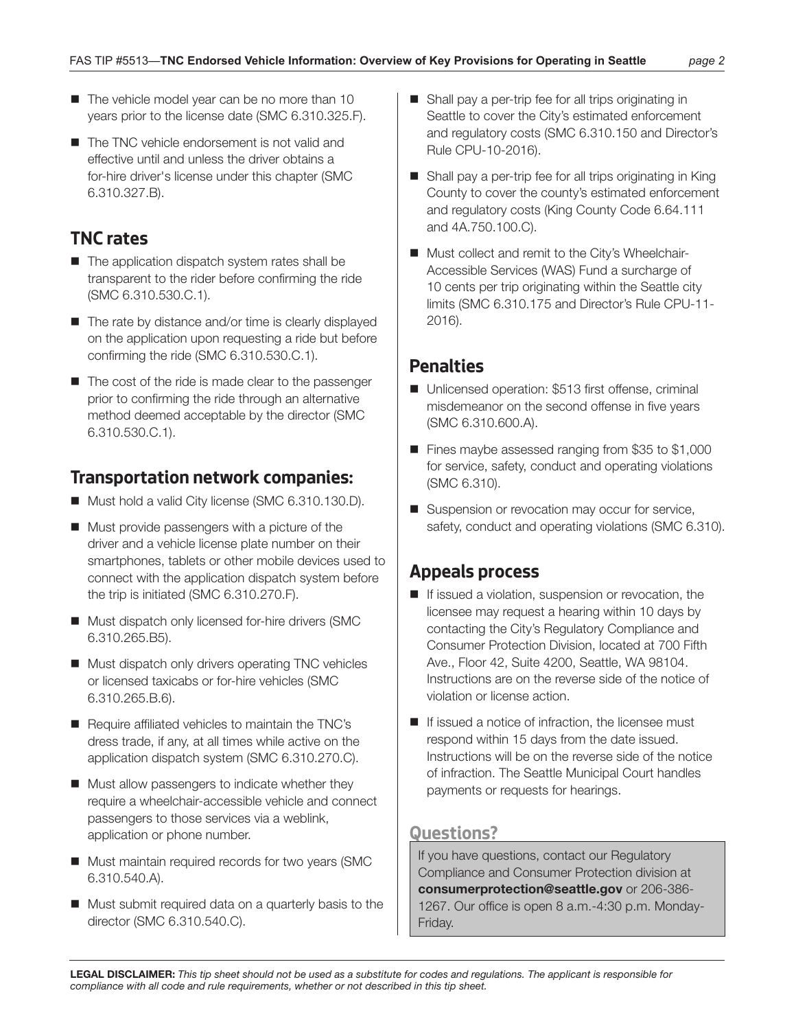- The vehicle model year can be no more than 10 years prior to the license date (SMC 6.310.325.F).
- The TNC vehicle endorsement is not valid and effective until and unless the driver obtains a for-hire driver's license under this chapter (SMC 6.310.327.B).

## TNC rates

- The application dispatch system rates shall be transparent to the rider before confirming the ride (SMC 6.310.530.C.1).
- The rate by distance and/or time is clearly displayed on the application upon requesting a ride but before confirming the ride (SMC 6.310.530.C.1).
- The cost of the ride is made clear to the passenger prior to confirming the ride through an alternative method deemed acceptable by the director (SMC 6.310.530.C.1).

## Transportation network companies:

- Must hold a valid City license (SMC 6.310.130.D).
- Must provide passengers with a picture of the driver and a vehicle license plate number on their smartphones, tablets or other mobile devices used to connect with the application dispatch system before the trip is initiated (SMC 6.310.270.F).
- Must dispatch only licensed for-hire drivers (SMC 6.310.265.B5).
- Must dispatch only drivers operating TNC vehicles or licensed taxicabs or for-hire vehicles (SMC 6.310.265.B.6).
- Require affiliated vehicles to maintain the TNC's dress trade, if any, at all times while active on the application dispatch system (SMC 6.310.270.C).
- Must allow passengers to indicate whether they require a wheelchair-accessible vehicle and connect passengers to those services via a weblink, application or phone number.
- Must maintain required records for two years (SMC 6.310.540.A).
- Must submit required data on a quarterly basis to the director (SMC 6.310.540.C).
- Shall pay a per-trip fee for all trips originating in Seattle to cover the City's estimated enforcement and regulatory costs (SMC 6.310.150 and Director's Rule CPU-10-2016).
- Shall pay a per-trip fee for all trips originating in King County to cover the county's estimated enforcement and regulatory costs (King County Code 6.64.111 and 4A.750.100.C).
- Must collect and remit to the City's Wheelchair-Accessible Services (WAS) Fund a surcharge of 10 cents per trip originating within the Seattle city limits (SMC 6.310.175 and Director's Rule CPU-11-2016).

## Penalties

- Unlicensed operation: $513 first offense, criminal misdemeanor on the second offense in five years (SMC 6.310.600.A).
- Fines maybe assessed ranging from $35 to $1,000 for service, safety, conduct and operating violations (SMC 6.310).
- Suspension or revocation may occur for service, safety, conduct and operating violations (SMC 6.310).

## Appeals process

- If issued a violation, suspension or revocation, the licensee may request a hearing within 10 days by contacting the City's Regulatory Compliance and Consumer Protection Division, located at 700 Fifth Ave., Floor 42, Suite 4200, Seattle, WA 98104. Instructions are on the reverse side of the notice of violation or license action.
- If issued a notice of infraction, the licensee must respond within 15 days from the date issued. Instructions will be on the reverse side of the notice of infraction. The Seattle Municipal Court handles payments or requests for hearings.

## Questions?

If you have questions, contact our Regulatory Compliance and Consumer Protection division at **consumerprotection@seattle.gov** or 206-386-1267. Our office is open 8 a.m.-4:30 p.m. Monday-Friday.

**LEGAL DISCLAIMER:** *This tip sheet should not be used as a substitute for codes and regulations. The applicant is responsible for compliance with all code and rule requirements, whether or not described in this tip sheet.*